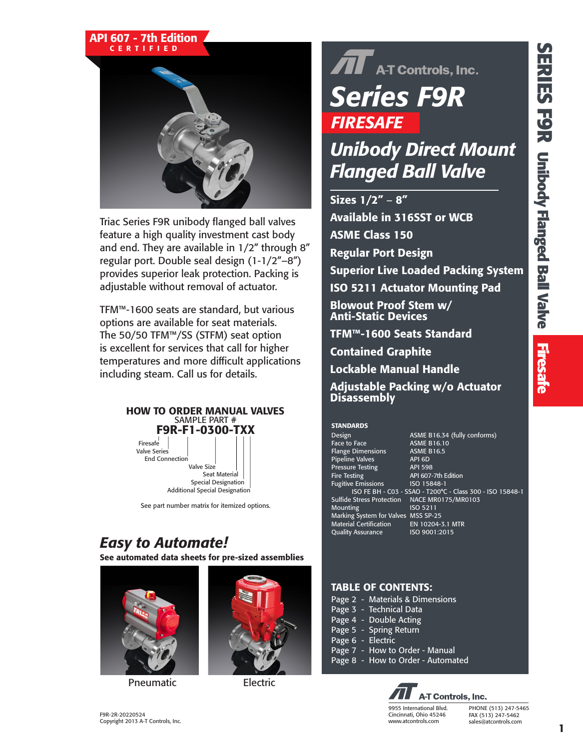**API 607 - 7th Edition**
**CERTIFIED**

A-T Controls, Inc.

# Series F9R

## FIRESAFE

## Unibody Direct Mount Flanged Ball Valve

- **Sizes 1/2" – 8"**
- **Available in 316SST or WCB**
- **ASME Class 150**
- **Regular Port Design**
- **Superior Live Loaded Packing System**
- **ISO 5211 Actuator Mounting Pad**
- **Blowout Proof Stem w/ Anti-Static Devices**
- **TFM™-1600 Seats Standard**
- **Contained Graphite**
- **Lockable Manual Handle**
- **Adjustable Packing w/o Actuator Disassembly**

Triac Series F9R unibody flanged ball valves feature a high quality investment cast body and end. They are available in 1/2" through 8" regular port. Double seal design (1-1/2"–8") provides superior leak protection. Packing is adjustable without removal of actuator.

TFM™-1600 seats are standard, but various options are available for seat materials. The 50/50 TFM™/SS (STFM) seat option is excellent for services that call for higher temperatures and more difficult applications including steam. Call us for details.

### HOW TO ORDER MANUAL VALVES

SAMPLE PART #

**F9R-F1-0300-TXX**

- Firesafe
- Valve Series
- End Connection
- Valve Size
- Seat Material
- Special Designation
- Additional Special Designation

See part number matrix for itemized options.

### STANDARDS

| | |
|---|---|
| Design | ASME B16.34 (fully conforms) |
| Face to Face | ASME B16.10 |
| Flange Dimensions | ASME B16.5 |
| Pipeline Valves | API 6D |
| Pressure Testing | API 598 |
| Fire Testing | API 607-7th Edition |
| Fugitive Emissions | ISO 15848-1 |
| ISO FE BH - C03 - SSAO - T200°C - Class 300 - ISO 15848-1 | |
| Sulfide Stress Protection | NACE MR0175/MR0103 |
| Mounting | ISO 5211 |
| Marking System for Valves | MSS SP-25 |
| Material Certification | EN 10204-3.1 MTR |
| Quality Assurance | ISO 9001:2015 |

## Easy to Automate!

**See automated data sheets for pre-sized assemblies**

Pneumatic

Electric

### TABLE OF CONTENTS:

- Page 2 - Materials & Dimensions
- Page 3 - Technical Data
- Page 4 - Double Acting
- Page 5 - Spring Return
- Page 6 - Electric
- Page 7 - How to Order - Manual
- Page 8 - How to Order - Automated

A-T Controls, Inc.
9955 International Blvd.
Cincinnati, Ohio 45246
www.atcontrols.com

PHONE (513) 247-5465
FAX (513) 247-5462
sales@atcontrols.com

F9R-2R-20220524
Copyright 2013 A-T Controls, Inc.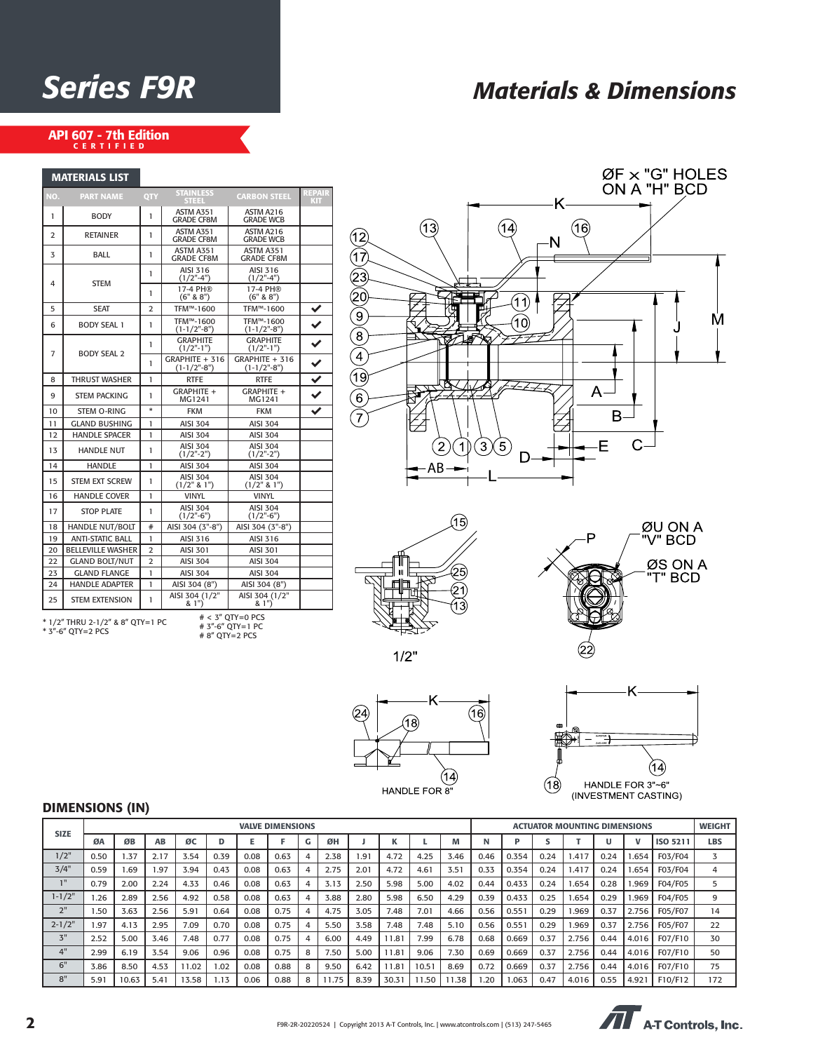# Series F9R

# Materials & Dimensions

**API 607 - 7th Edition**
CERTIFIED

## MATERIALS LIST

| NO. | PART NAME | QTY | STAINLESS STEEL | CARBON STEEL | REPAIR KIT |
|---|---|---|---|---|---|
| 1 | BODY | 1 | ASTM A351 GRADE CF8M | ASTM A216 GRADE WCB | |
| 2 | RETAINER | 1 | ASTM A351 GRADE CF8M | ASTM A216 GRADE WCB | |
| 3 | BALL | 1 | ASTM A351 GRADE CF8M | ASTM A351 GRADE CF8M | |
| 4 | STEM | 1 | AISI 316 (1/2"-4") | AISI 316 (1/2"-4") | |
| | | 1 | 17-4 PH® (6" & 8") | 17-4 PH® (6" & 8") | |
| 5 | SEAT | 2 | TFM™-1600 | TFM™-1600 | ✔ |
| 6 | BODY SEAL 1 | 1 | TFM™-1600 (1-1/2"-8") | TFM™-1600 (1-1/2"-8") | ✔ |
| 7 | BODY SEAL 2 | 1 | GRAPHITE (1/2"-1") | GRAPHITE (1/2"-1") | ✔ |
| | | 1 | GRAPHITE + 316 (1-1/2"-8") | GRAPHITE + 316 (1-1/2"-8") | ✔ |
| 8 | THRUST WASHER | 1 | RTFE | RTFE | ✔ |
| 9 | STEM PACKING | 1 | GRAPHITE + MG1241 | GRAPHITE + MG1241 | ✔ |
| 10 | STEM O-RING | * | FKM | FKM | ✔ |
| 11 | GLAND BUSHING | 1 | AISI 304 | AISI 304 | |
| 12 | HANDLE SPACER | 1 | AISI 304 | AISI 304 | |
| 13 | HANDLE NUT | 1 | AISI 304 (1/2"-2") | AISI 304 (1/2"-2") | |
| 14 | HANDLE | 1 | AISI 304 | AISI 304 | |
| 15 | STEM EXT SCREW | 1 | AISI 304 (1/2" & 1") | AISI 304 (1/2" & 1") | |
| 16 | HANDLE COVER | 1 | VINYL | VINYL | |
| 17 | STOP PLATE | 1 | AISI 304 (1/2"-6") | AISI 304 (1/2"-6") | |
| 18 | HANDLE NUT/BOLT | # | AISI 304 (3"-8") | AISI 304 (3"-8") | |
| 19 | ANTI-STATIC BALL | 1 | AISI 316 | AISI 316 | |
| 20 | BELLEVILLE WASHER | 2 | AISI 301 | AISI 301 | |
| 22 | GLAND BOLT/NUT | 2 | AISI 304 | AISI 304 | |
| 23 | GLAND FLANGE | 1 | AISI 304 | AISI 304 | |
| 24 | HANDLE ADAPTER | 1 | AISI 304 (8") | AISI 304 (8") | |
| 25 | STEM EXTENSION | 1 | AISI 304 (1/2" & 1") | AISI 304 (1/2" & 1") | |

\* 1/2" THRU 2-1/2" & 8" QTY=1 PC
\* 3"-6" QTY=2 PCS

\# < 3" QTY=0 PCS
\# 3"-6" QTY=1 PC
\# 8" QTY=2 PCS

ØF × "G" HOLES ON A "H" BCD

ØU ON A "V" BCD

ØS ON A "T" BCD

1/2"

HANDLE FOR 8"

HANDLE FOR 3"~6" (INVESTMENT CASTING)

## DIMENSIONS (IN)

| SIZE | VALVE DIMENSIONS | | | | | | | | | | | | | ACTUATOR MOUNTING DIMENSIONS | | | | | | | WEIGHT |
|---|---|---|---|---|---|---|---|---|---|---|---|---|---|---|---|---|---|---|---|---|---|
| | ØA | ØB | AB | ØC | D | E | F | G | ØH | J | K | L | M | N | P | S | T | U | V | ISO 5211 | LBS |
| 1/2" | 0.50 | 1.37 | 2.17 | 3.54 | 0.39 | 0.08 | 0.63 | 4 | 2.38 | 1.91 | 4.72 | 4.25 | 3.46 | 0.46 | 0.354 | 0.24 | 1.417 | 0.24 | 1.654 | F03/F04 | 3 |
| 3/4" | 0.59 | 1.69 | 1.97 | 3.94 | 0.43 | 0.08 | 0.63 | 4 | 2.75 | 2.01 | 4.72 | 4.61 | 3.51 | 0.33 | 0.354 | 0.24 | 1.417 | 0.24 | 1.654 | F03/F04 | 4 |
| 1" | 0.79 | 2.00 | 2.24 | 4.33 | 0.46 | 0.08 | 0.63 | 4 | 3.13 | 2.50 | 5.98 | 5.00 | 4.02 | 0.44 | 0.433 | 0.24 | 1.654 | 0.28 | 1.969 | F04/F05 | 5 |
| 1-1/2" | 1.26 | 2.89 | 2.56 | 4.92 | 0.58 | 0.08 | 0.63 | 4 | 3.88 | 2.80 | 5.98 | 6.50 | 4.29 | 0.39 | 0.433 | 0.25 | 1.654 | 0.29 | 1.969 | F04/F05 | 9 |
| 2" | 1.50 | 3.63 | 2.56 | 5.91 | 0.64 | 0.08 | 0.75 | 4 | 4.75 | 3.05 | 7.48 | 7.01 | 4.66 | 0.56 | 0.551 | 0.29 | 1.969 | 0.37 | 2.756 | F05/F07 | 14 |
| 2-1/2" | 1.97 | 4.13 | 2.95 | 7.09 | 0.70 | 0.08 | 0.75 | 4 | 5.50 | 3.58 | 7.48 | 7.48 | 5.10 | 0.56 | 0.551 | 0.29 | 1.969 | 0.37 | 2.756 | F05/F07 | 22 |
| 3" | 2.52 | 5.00 | 3.46 | 7.48 | 0.77 | 0.08 | 0.75 | 4 | 6.00 | 4.49 | 11.81 | 7.99 | 6.78 | 0.68 | 0.669 | 0.37 | 2.756 | 0.44 | 4.016 | F07/F10 | 30 |
| 4" | 2.99 | 6.19 | 3.54 | 9.06 | 0.96 | 0.08 | 0.75 | 8 | 7.50 | 5.00 | 11.81 | 9.06 | 7.30 | 0.69 | 0.669 | 0.37 | 2.756 | 0.44 | 4.016 | F07/F10 | 50 |
| 6" | 3.86 | 8.50 | 4.53 | 11.02 | 1.02 | 0.08 | 0.88 | 8 | 9.50 | 6.42 | 11.81 | 10.51 | 8.69 | 0.72 | 0.669 | 0.37 | 2.756 | 0.44 | 4.016 | F07/F10 | 75 |
| 8" | 5.91 | 10.63 | 5.41 | 13.58 | 1.13 | 0.06 | 0.88 | 8 | 11.75 | 8.39 | 30.31 | 11.50 | 11.38 | 1.20 | 1.063 | 0.47 | 4.016 | 0.55 | 4.921 | F10/F12 | 172 |

F9R-2R-20220524 | Copyright 2013 A-T Controls, Inc. | www.atcontrols.com | (513) 247-5465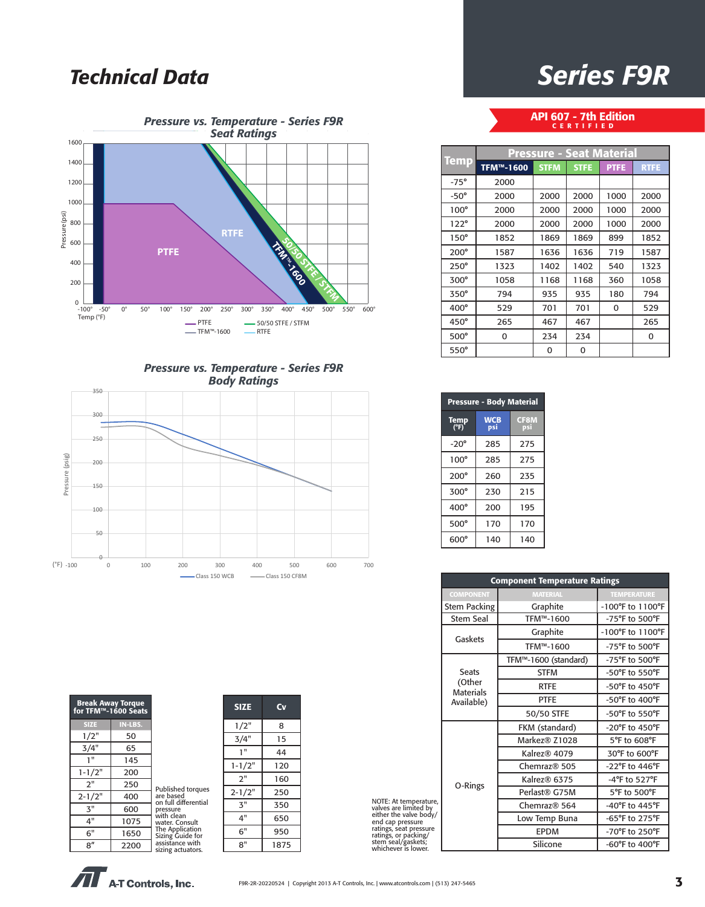# Technical Data

# Series F9R

**API 607 - 7th Edition CERTIFIED**

## Pressure vs. Temperature - Series F9R Seat Ratings

Pressure (psi): 0, 200, 400, 600, 800, 1000, 1200, 1400, 1600

Temp (°F): -100°, -50°, 0°, 50°, 100°, 150°, 200°, 250°, 300°, 350°, 400°, 450°, 500°, 550°, 600°

PTFE | RTFE | TFM™-1600 | 50/50 STFE / STFM

Legend: PTFE, TFM™-1600, 50/50 STFE / STFM, RTFE

| Temp | Pressure - Seat Material | | | | |
|---|---|---|---|---|---|
| | TFM™-1600 | STFM | STFE | PTFE | RTFE |
| -75° | 2000 | | | | |
| -50° | 2000 | 2000 | 2000 | 1000 | 2000 |
| 100° | 2000 | 2000 | 2000 | 1000 | 2000 |
| 122° | 2000 | 2000 | 2000 | 1000 | 2000 |
| 150° | 1852 | 1869 | 1869 | 899 | 1852 |
| 200° | 1587 | 1636 | 1636 | 719 | 1587 |
| 250° | 1323 | 1402 | 1402 | 540 | 1323 |
| 300° | 1058 | 1168 | 1168 | 360 | 1058 |
| 350° | 794 | 935 | 935 | 180 | 794 |
| 400° | 529 | 701 | 701 | 0 | 529 |
| 450° | 265 | 467 | 467 | | 265 |
| 500° | 0 | 234 | 234 | | 0 |
| 550° | | 0 | 0 | | |

## Pressure vs. Temperature - Series F9R Body Ratings

Pressure (psig): 0, 50, 100, 150, 200, 250, 300, 350

(°F): -100, 0, 100, 200, 300, 400, 500, 600, 700

Legend: Class 150 WCB, Class 150 CF8M

| Pressure - Body Material | | |
|---|---|---|
| Temp (°F) | WCB psi | CF8M psi |
| -20° | 285 | 275 |
| 100° | 285 | 275 |
| 200° | 260 | 235 |
| 300° | 230 | 215 |
| 400° | 200 | 195 |
| 500° | 170 | 170 |
| 600° | 140 | 140 |

| Component Temperature Ratings | | |
|---|---|---|
| COMPONENT | MATERIAL | TEMPERATURE |
| Stem Packing | Graphite | -100°F to 1100°F |
| Stem Seal | TFM™-1600 | -75°F to 500°F |
| Gaskets | Graphite | -100°F to 1100°F |
| | TFM™-1600 | -75°F to 500°F |
| Seats (Other Materials Available) | TFM™-1600 (standard) | -75°F to 500°F |
| | STFM | -50°F to 550°F |
| | RTFE | -50°F to 450°F |
| | PTFE | -50°F to 400°F |
| | 50/50 STFE | -50°F to 550°F |
| O-Rings | FKM (standard) | -20°F to 450°F |
| | Markez® Z1028 | 5°F to 608°F |
| | Kalrez® 4079 | 30°F to 600°F |
| | Chemraz® 505 | -22°F to 446°F |
| | Kalrez® 6375 | -4°F to 527°F |
| | Perlast® G75M | 5°F to 500°F |
| | Chemraz® 564 | -40°F to 445°F |
| | Low Temp Buna | -65°F to 275°F |
| | EPDM | -70°F to 250°F |
| | Silicone | -60°F to 400°F |

| Break Away Torque for TFM™-1600 Seats | |
|---|---|
| SIZE | IN-LBS. |
| 1/2" | 50 |
| 3/4" | 65 |
| 1" | 145 |
| 1-1/2" | 200 |
| 2" | 250 |
| 2-1/2" | 400 |
| 3" | 600 |
| 4" | 1075 |
| 6" | 1650 |
| 8" | 2200 |

Published torques are based on full differential pressure with clean water. Consult The Application Sizing Guide for assistance with sizing actuators.

| SIZE | Cv |
|---|---|
| 1/2" | 8 |
| 3/4" | 15 |
| 1" | 44 |
| 1-1/2" | 120 |
| 2" | 160 |
| 2-1/2" | 250 |
| 3" | 350 |
| 4" | 650 |
| 6" | 950 |
| 8" | 1875 |

NOTE: At temperature, valves are limited by either the valve body/ end cap pressure ratings, seat pressure ratings, or packing/ stem seal/gaskets; whichever is lower.

A-T Controls, Inc.

F9R-2R-20220524 | Copyright 2013 A-T Controls, Inc. | www.atcontrols.com | (513) 247-5465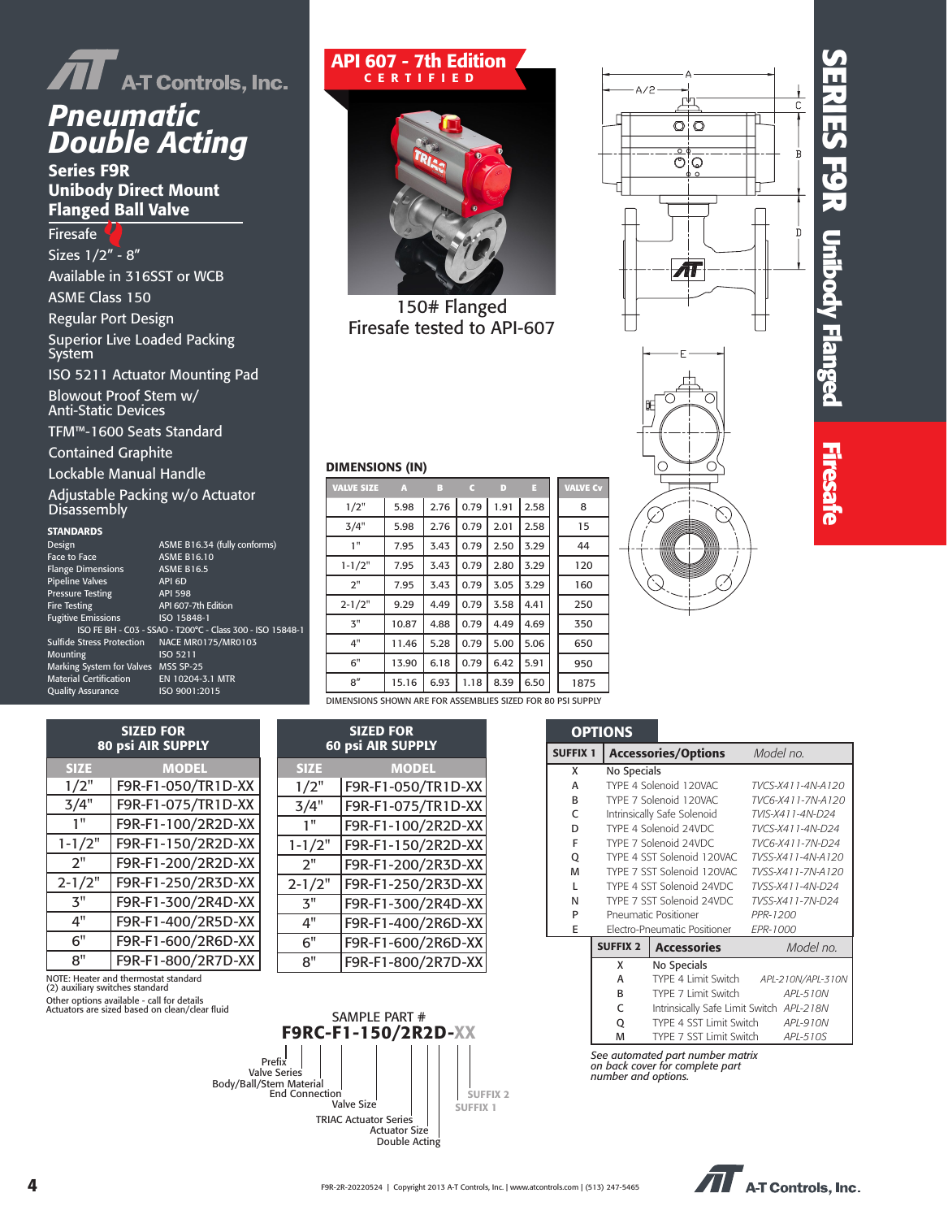A-T Controls, Inc.

# Pneumatic Double Acting

## Series F9R Unibody Direct Mount Flanged Ball Valve

- Firesafe
- Sizes 1/2" - 8"
- Available in 316SST or WCB
- ASME Class 150
- Regular Port Design
- Superior Live Loaded Packing System
- ISO 5211 Actuator Mounting Pad
- Blowout Proof Stem w/ Anti-Static Devices
- TFM™-1600 Seats Standard
- Contained Graphite
- Lockable Manual Handle
- Adjustable Packing w/o Actuator Disassembly

### STANDARDS

| | |
|---|---|
| Design | ASME B16.34 (fully conforms) |
| Face to Face | ASME B16.10 |
| Flange Dimensions | ASME B16.5 |
| Pipeline Valves | API 6D |
| Pressure Testing | API 598 |
| Fire Testing | API 607-7th Edition |
| Fugitive Emissions | ISO 15848-1 |
| | ISO FE BH - C03 - SSAO - T200°C - Class 300 - ISO 15848-1 |
| Sulfide Stress Protection | NACE MR0175/MR0103 |
| Mounting | ISO 5211 |
| Marking System for Valves | MSS SP-25 |
| Material Certification | EN 10204-3.1 MTR |
| Quality Assurance | ISO 9001:2015 |

**API 607 - 7th Edition CERTIFIED**

150# Flanged
Firesafe tested to API-607

### DIMENSIONS (IN)

| VALVE SIZE | A | B | C | D | E | VALVE Cv |
|---|---|---|---|---|---|---|
| 1/2" | 5.98 | 2.76 | 0.79 | 1.91 | 2.58 | 8 |
| 3/4" | 5.98 | 2.76 | 0.79 | 2.01 | 2.58 | 15 |
| 1" | 7.95 | 3.43 | 0.79 | 2.50 | 3.29 | 44 |
| 1-1/2" | 7.95 | 3.43 | 0.79 | 2.80 | 3.29 | 120 |
| 2" | 7.95 | 3.43 | 0.79 | 3.05 | 3.29 | 160 |
| 2-1/2" | 9.29 | 4.49 | 0.79 | 3.58 | 4.41 | 250 |
| 3" | 10.87 | 4.88 | 0.79 | 4.49 | 4.69 | 350 |
| 4" | 11.46 | 5.28 | 0.79 | 5.00 | 5.06 | 650 |
| 6" | 13.90 | 6.18 | 0.79 | 6.42 | 5.91 | 950 |
| 8" | 15.16 | 6.93 | 1.18 | 8.39 | 6.50 | 1875 |

DIMENSIONS SHOWN ARE FOR ASSEMBLIES SIZED FOR 80 PSI SUPPLY

### SIZED FOR 80 psi AIR SUPPLY

| SIZE | MODEL |
|---|---|
| 1/2" | F9R-F1-050/TR1D-XX |
| 3/4" | F9R-F1-075/TR1D-XX |
| 1" | F9R-F1-100/2R2D-XX |
| 1-1/2" | F9R-F1-150/2R2D-XX |
| 2" | F9R-F1-200/2R2D-XX |
| 2-1/2" | F9R-F1-250/2R3D-XX |
| 3" | F9R-F1-300/2R4D-XX |
| 4" | F9R-F1-400/2R5D-XX |
| 6" | F9R-F1-600/2R6D-XX |
| 8" | F9R-F1-800/2R7D-XX |

### SIZED FOR 60 psi AIR SUPPLY

| SIZE | MODEL |
|---|---|
| 1/2" | F9R-F1-050/TR1D-XX |
| 3/4" | F9R-F1-075/TR1D-XX |
| 1" | F9R-F1-100/2R2D-XX |
| 1-1/2" | F9R-F1-150/2R2D-XX |
| 2" | F9R-F1-200/2R3D-XX |
| 2-1/2" | F9R-F1-250/2R3D-XX |
| 3" | F9R-F1-300/2R4D-XX |
| 4" | F9R-F1-400/2R6D-XX |
| 6" | F9R-F1-600/2R6D-XX |
| 8" | F9R-F1-800/2R7D-XX |

NOTE: Heater and thermostat standard
(2) auxiliary switches standard
Other options available - call for details
Actuators are sized based on clean/clear fluid

### OPTIONS

| SUFFIX 1 | Accessories/Options | Model no. |
|---|---|---|
| X | No Specials | |
| A | TYPE 4 Solenoid 120VAC | TVCS-X411-4N-A120 |
| B | TYPE 7 Solenoid 120VAC | TVC6-X411-7N-A120 |
| C | Intrinsically Safe Solenoid | TVIS-X411-4N-D24 |
| D | TYPE 4 Solenoid 24VDC | TVCS-X411-4N-D24 |
| F | TYPE 7 Solenoid 24VDC | TVC6-X411-7N-D24 |
| Q | TYPE 4 SST Solenoid 120VAC | TVSS-X411-4N-A120 |
| M | TYPE 7 SST Solenoid 120VAC | TVSS-X411-7N-A120 |
| L | TYPE 4 SST Solenoid 24VDC | TVSS-X411-4N-D24 |
| N | TYPE 7 SST Solenoid 24VDC | TVSS-X411-7N-D24 |
| P | Pneumatic Positioner | PPR-1200 |
| E | Electro-Pneumatic Positioner | EPR-1000 |

| SUFFIX 2 | Accessories | Model no. |
|---|---|---|
| X | No Specials | |
| A | TYPE 4 Limit Switch | APL-210N/APL-310N |
| B | TYPE 7 Limit Switch | APL-510N |
| C | Intrinsically Safe Limit Switch | APL-218N |
| Q | TYPE 4 SST Limit Switch | APL-910N |
| M | TYPE 7 SST Limit Switch | APL-510S |

*See automated part number matrix on back cover for complete part number and options.*

SAMPLE PART #
**F9RC-F1-150/2R2D-XX**

- Prefix
- Valve Series
- Body/Ball/Stem Material
- End Connection
- Valve Size
- TRIAC Actuator Series
- Actuator Size
- Double Acting
- SUFFIX 1
- SUFFIX 2

F9R-2R-20220524 | Copyright 2013 A-T Controls, Inc. | www.atcontrols.com | (513) 247-5465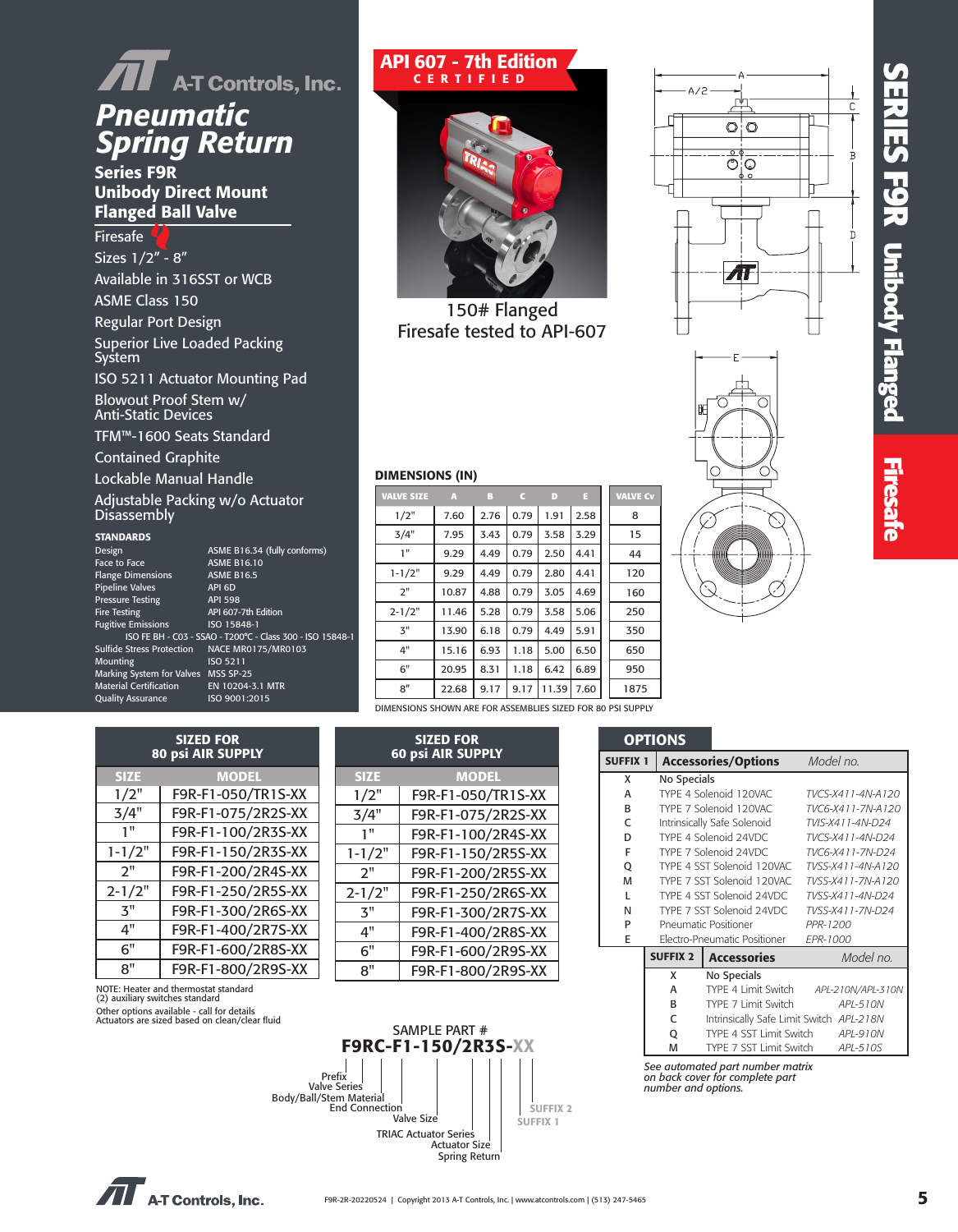# Pneumatic Spring Return

## Series F9R Unibody Direct Mount Flanged Ball Valve

- Firesafe
- Sizes 1/2" - 8"
- Available in 316SST or WCB
- ASME Class 150
- Regular Port Design
- Superior Live Loaded Packing System
- ISO 5211 Actuator Mounting Pad
- Blowout Proof Stem w/ Anti-Static Devices
- TFM™-1600 Seats Standard
- Contained Graphite
- Lockable Manual Handle
- Adjustable Packing w/o Actuator Disassembly

### STANDARDS

| | |
|---|---|
| Design | ASME B16.34 (fully conforms) |
| Face to Face | ASME B16.10 |
| Flange Dimensions | ASME B16.5 |
| Pipeline Valves | API 6D |
| Pressure Testing | API 598 |
| Fire Testing | API 607-7th Edition |
| Fugitive Emissions | ISO 15848-1 |
| | ISO FE BH - C03 - SSAO - T200°C - Class 300 - ISO 15848-1 |
| Sulfide Stress Protection | NACE MR0175/MR0103 |
| Mounting | ISO 5211 |
| Marking System for Valves | MSS SP-25 |
| Material Certification | EN 10204-3.1 MTR |
| Quality Assurance | ISO 9001:2015 |

**API 607 - 7th Edition CERTIFIED**

150# Flanged
Firesafe tested to API-607

### DIMENSIONS (IN)

| VALVE SIZE | A | B | C | D | E | VALVE Cv |
|---|---|---|---|---|---|---|
| 1/2" | 7.60 | 2.76 | 0.79 | 1.91 | 2.58 | 8 |
| 3/4" | 7.95 | 3.43 | 0.79 | 3.58 | 3.29 | 15 |
| 1" | 9.29 | 4.49 | 0.79 | 2.50 | 4.41 | 44 |
| 1-1/2" | 9.29 | 4.49 | 0.79 | 2.80 | 4.41 | 120 |
| 2" | 10.87 | 4.88 | 0.79 | 3.05 | 4.69 | 160 |
| 2-1/2" | 11.46 | 5.28 | 0.79 | 3.58 | 5.06 | 250 |
| 3" | 13.90 | 6.18 | 0.79 | 4.49 | 5.91 | 350 |
| 4" | 15.16 | 6.93 | 1.18 | 5.00 | 6.50 | 650 |
| 6" | 20.95 | 8.31 | 1.18 | 6.42 | 6.89 | 950 |
| 8" | 22.68 | 9.17 | 9.17 | 11.39 | 7.60 | 1875 |

DIMENSIONS SHOWN ARE FOR ASSEMBLIES SIZED FOR 80 PSI SUPPLY

### SIZED FOR 80 psi AIR SUPPLY

| SIZE | MODEL |
|---|---|
| 1/2" | F9R-F1-050/TR1S-XX |
| 3/4" | F9R-F1-075/2R2S-XX |
| 1" | F9R-F1-100/2R3S-XX |
| 1-1/2" | F9R-F1-150/2R3S-XX |
| 2" | F9R-F1-200/2R4S-XX |
| 2-1/2" | F9R-F1-250/2R5S-XX |
| 3" | F9R-F1-300/2R6S-XX |
| 4" | F9R-F1-400/2R7S-XX |
| 6" | F9R-F1-600/2R8S-XX |
| 8" | F9R-F1-800/2R9S-XX |

NOTE: Heater and thermostat standard
(2) auxiliary switches standard
Other options available - call for details
Actuators are sized based on clean/clear fluid

### SIZED FOR 60 psi AIR SUPPLY

| SIZE | MODEL |
|---|---|
| 1/2" | F9R-F1-050/TR1S-XX |
| 3/4" | F9R-F1-075/2R2S-XX |
| 1" | F9R-F1-100/2R4S-XX |
| 1-1/2" | F9R-F1-150/2R5S-XX |
| 2" | F9R-F1-200/2R5S-XX |
| 2-1/2" | F9R-F1-250/2R6S-XX |
| 3" | F9R-F1-300/2R7S-XX |
| 4" | F9R-F1-400/2R8S-XX |
| 6" | F9R-F1-600/2R9S-XX |
| 8" | F9R-F1-800/2R9S-XX |

SAMPLE PART #
**F9RC-F1-150/2R3S-XX**

- Prefix
- Valve Series
- Body/Ball/Stem Material
- End Connection
- Valve Size
- TRIAC Actuator Series
- Actuator Size
- Spring Return
- SUFFIX 1
- SUFFIX 2

### OPTIONS

| SUFFIX 1 | Accessories/Options | Model no. |
|---|---|---|
| X | No Specials | |
| A | TYPE 4 Solenoid 120VAC | TVCS-X411-4N-A120 |
| B | TYPE 7 Solenoid 120VAC | TVC6-X411-7N-A120 |
| C | Intrinsically Safe Solenoid | TVIS-X411-4N-D24 |
| D | TYPE 4 Solenoid 24VDC | TVCS-X411-4N-D24 |
| F | TYPE 7 Solenoid 24VDC | TVC6-X411-7N-D24 |
| Q | TYPE 4 SST Solenoid 120VAC | TVSS-X411-4N-A120 |
| M | TYPE 7 SST Solenoid 120VAC | TVSS-X411-7N-A120 |
| L | TYPE 4 SST Solenoid 24VDC | TVSS-X411-4N-D24 |
| N | TYPE 7 SST Solenoid 24VDC | TVSS-X411-7N-D24 |
| P | Pneumatic Positioner | PPR-1200 |
| E | Electro-Pneumatic Positioner | EPR-1000 |

| SUFFIX 2 | Accessories | Model no. |
|---|---|---|
| X | No Specials | |
| A | TYPE 4 Limit Switch | APL-210N/APL-310N |
| B | TYPE 7 Limit Switch | APL-510N |
| C | Intrinsically Safe Limit Switch | APL-218N |
| Q | TYPE 4 SST Limit Switch | APL-910N |
| M | TYPE 7 SST Limit Switch | APL-510S |

*See automated part number matrix on back cover for complete part number and options.*

F9R-2R-20220524 | Copyright 2013 A-T Controls, Inc. | www.atcontrols.com | (513) 247-5465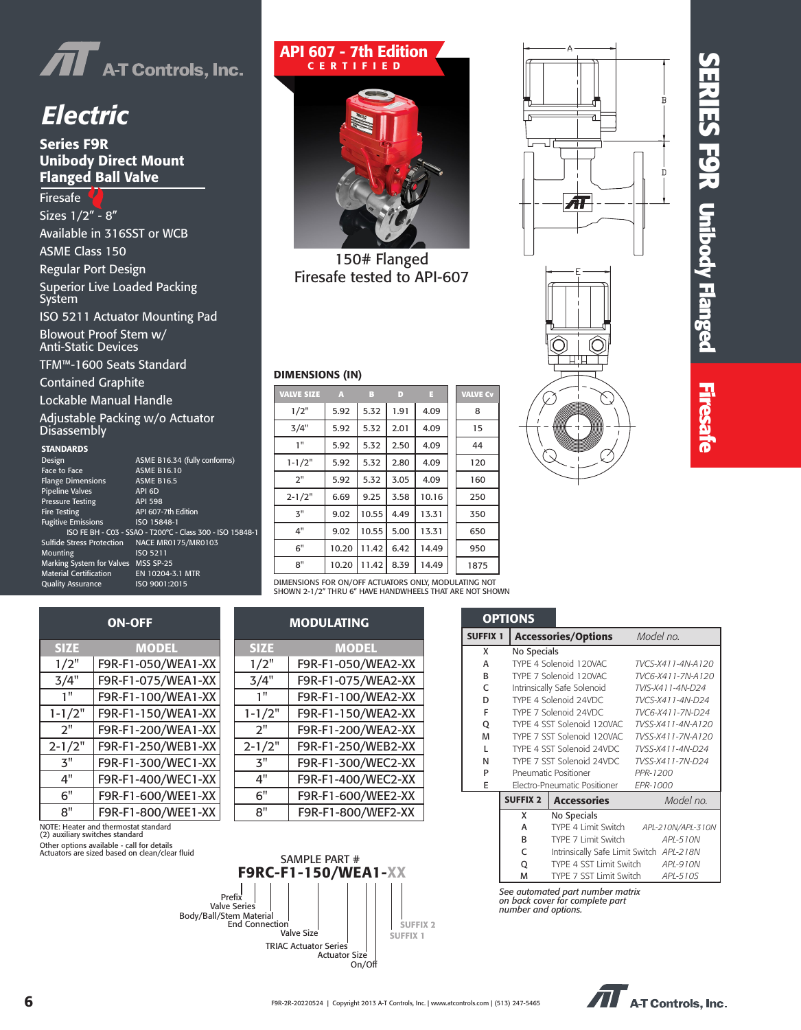# Electric

## Series F9R Unibody Direct Mount Flanged Ball Valve

- Firesafe
- Sizes 1/2" - 8"
- Available in 316SST or WCB
- ASME Class 150
- Regular Port Design
- Superior Live Loaded Packing System
- ISO 5211 Actuator Mounting Pad
- Blowout Proof Stem w/ Anti-Static Devices
- TFM™-1600 Seats Standard
- Contained Graphite
- Lockable Manual Handle
- Adjustable Packing w/o Actuator Disassembly

### STANDARDS

| | |
|---|---|
| Design | ASME B16.34 (fully conforms) |
| Face to Face | ASME B16.10 |
| Flange Dimensions | ASME B16.5 |
| Pipeline Valves | API 6D |
| Pressure Testing | API 598 |
| Fire Testing | API 607-7th Edition |
| Fugitive Emissions | ISO 15848-1 |
| | ISO FE BH - C03 - SSAO - T200°C - Class 300 - ISO 15848-1 |
| Sulfide Stress Protection | NACE MR0175/MR0103 |
| Mounting | ISO 5211 |
| Marking System for Valves | MSS SP-25 |
| Material Certification | EN 10204-3.1 MTR |
| Quality Assurance | ISO 9001:2015 |

**API 607 - 7th Edition CERTIFIED**

150# Flanged
Firesafe tested to API-607

**SERIES F9R Unibody Flanged — Firesafe**

### DIMENSIONS (IN)

| VALVE SIZE | A | B | D | E | VALVE Cv |
|---|---|---|---|---|---|
| 1/2" | 5.92 | 5.32 | 1.91 | 4.09 | 8 |
| 3/4" | 5.92 | 5.32 | 2.01 | 4.09 | 15 |
| 1" | 5.92 | 5.32 | 2.50 | 4.09 | 44 |
| 1-1/2" | 5.92 | 5.32 | 2.80 | 4.09 | 120 |
| 2" | 5.92 | 5.32 | 3.05 | 4.09 | 160 |
| 2-1/2" | 6.69 | 9.25 | 3.58 | 10.16 | 250 |
| 3" | 9.02 | 10.55 | 4.49 | 13.31 | 350 |
| 4" | 9.02 | 10.55 | 5.00 | 13.31 | 650 |
| 6" | 10.20 | 11.42 | 6.42 | 14.49 | 950 |
| 8" | 10.20 | 11.42 | 8.39 | 14.49 | 1875 |

DIMENSIONS FOR ON/OFF ACTUATORS ONLY, MODULATING NOT SHOWN 2-1/2" THRU 6" HAVE HANDWHEELS THAT ARE NOT SHOWN

### ON-OFF

| SIZE | MODEL |
|---|---|
| 1/2" | F9R-F1-050/WEA1-XX |
| 3/4" | F9R-F1-075/WEA1-XX |
| 1" | F9R-F1-100/WEA1-XX |
| 1-1/2" | F9R-F1-150/WEA1-XX |
| 2" | F9R-F1-200/WEA1-XX |
| 2-1/2" | F9R-F1-250/WEB1-XX |
| 3" | F9R-F1-300/WEC1-XX |
| 4" | F9R-F1-400/WEC1-XX |
| 6" | F9R-F1-600/WEE1-XX |
| 8" | F9R-F1-800/WEE1-XX |

NOTE: Heater and thermostat standard
(2) auxiliary switches standard

Other options available - call for details
Actuators are sized based on clean/clear fluid

### MODULATING

| SIZE | MODEL |
|---|---|
| 1/2" | F9R-F1-050/WEA2-XX |
| 3/4" | F9R-F1-075/WEA2-XX |
| 1" | F9R-F1-100/WEA2-XX |
| 1-1/2" | F9R-F1-150/WEA2-XX |
| 2" | F9R-F1-200/WEA2-XX |
| 2-1/2" | F9R-F1-250/WEB2-XX |
| 3" | F9R-F1-300/WEC2-XX |
| 4" | F9R-F1-400/WEC2-XX |
| 6" | F9R-F1-600/WEE2-XX |
| 8" | F9R-F1-800/WEF2-XX |

### SAMPLE PART #

**F9RC-F1-150/WEA1-XX**

Prefix / Valve Series / Body/Ball/Stem Material / End Connection / Valve Size / TRIAC Actuator Series / Actuator Size / On/Off / SUFFIX 1 / SUFFIX 2

### OPTIONS

| SUFFIX 1 | Accessories/Options | Model no. |
|---|---|---|
| X | No Specials | |
| A | TYPE 4 Solenoid 120VAC | TVCS-X411-4N-A120 |
| B | TYPE 7 Solenoid 120VAC | TVC6-X411-7N-A120 |
| C | Intrinsically Safe Solenoid | TVIS-X411-4N-D24 |
| D | TYPE 4 Solenoid 24VDC | TVCS-X411-4N-D24 |
| F | TYPE 7 Solenoid 24VDC | TVC6-X411-7N-D24 |
| Q | TYPE 4 SST Solenoid 120VAC | TVSS-X411-4N-A120 |
| M | TYPE 7 SST Solenoid 120VAC | TVSS-X411-7N-A120 |
| L | TYPE 4 SST Solenoid 24VDC | TVSS-X411-4N-D24 |
| N | TYPE 7 SST Solenoid 24VDC | TVSS-X411-7N-D24 |
| P | Pneumatic Positioner | PPR-1200 |
| E | Electro-Pneumatic Positioner | EPR-1000 |

| SUFFIX 2 | Accessories | Model no. |
|---|---|---|
| X | No Specials | |
| A | TYPE 4 Limit Switch | APL-210N/APL-310N |
| B | TYPE 7 Limit Switch | APL-510N |
| C | Intrinsically Safe Limit Switch | APL-218N |
| Q | TYPE 4 SST Limit Switch | APL-910N |
| M | TYPE 7 SST Limit Switch | APL-510S |

*See automated part number matrix on back cover for complete part number and options.*

F9R-2R-20220524 | Copyright 2013 A-T Controls, Inc. | www.atcontrols.com | (513) 247-5465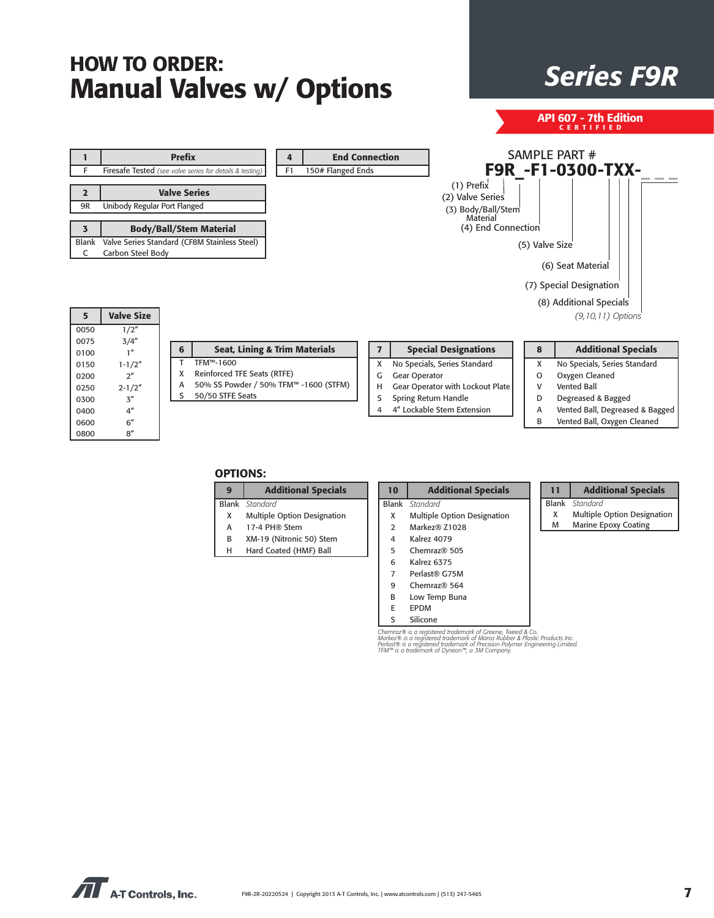# HOW TO ORDER:
# Manual Valves w/ Options

## Series F9R

**API 607 - 7th Edition CERTIFIED**

| 1 | Prefix |
|---|---|
| F | Firesafe Tested *(see valve series for details & testing)* |

| 2 | Valve Series |
|---|---|
| 9R | Unibody Regular Port Flanged |

| 3 | Body/Ball/Stem Material |
|---|---|
| Blank | Valve Series Standard (CF8M Stainless Steel) |
| C | Carbon Steel Body |

| 4 | End Connection |
|---|---|
| F1 | 150# Flanged Ends |

SAMPLE PART #

**F9R_-F1-0300-TXX-_ _ _**

- (1) Prefix
- (2) Valve Series
- (3) Body/Ball/Stem Material
- (4) End Connection
- (5) Valve Size
- (6) Seat Material
- (7) Special Designation
- (8) Additional Specials
- *(9,10,11) Options*

| 5 | Valve Size |
|---|---|
| 0050 | 1/2″ |
| 0075 | 3/4″ |
| 0100 | 1″ |
| 0150 | 1-1/2″ |
| 0200 | 2″ |
| 0250 | 2-1/2″ |
| 0300 | 3″ |
| 0400 | 4″ |
| 0600 | 6″ |
| 0800 | 8″ |

| 6 | Seat, Lining & Trim Materials |
|---|---|
| T | TFM™-1600 |
| X | Reinforced TFE Seats (RTFE) |
| A | 50% SS Powder / 50% TFM™ -1600 (STFM) |
| S | 50/50 STFE Seats |

| 7 | Special Designations |
|---|---|
| X | No Specials, Series Standard |
| G | Gear Operator |
| H | Gear Operator with Lockout Plate |
| S | Spring Return Handle |
| 4 | 4″ Lockable Stem Extension |

| 8 | Additional Specials |
|---|---|
| X | No Specials, Series Standard |
| O | Oxygen Cleaned |
| V | Vented Ball |
| D | Degreased & Bagged |
| A | Vented Ball, Degreased & Bagged |
| B | Vented Ball, Oxygen Cleaned |

## OPTIONS:

| 9 | Additional Specials |
|---|---|
| Blank | *Standard* |
| X | Multiple Option Designation |
| A | 17-4 PH® Stem |
| B | XM-19 (Nitronic 50) Stem |
| H | Hard Coated (HMF) Ball |

| 10 | Additional Specials |
|---|---|
| Blank | *Standard* |
| X | Multiple Option Designation |
| 2 | Markez® Z1028 |
| 4 | Kalrez 4079 |
| 5 | Chemraz® 505 |
| 6 | Kalrez 6375 |
| 7 | Perlast® G75M |
| 9 | Chemraz® 564 |
| B | Low Temp Buna |
| E | EPDM |
| S | Silicone |

| 11 | Additional Specials |
|---|---|
| Blank | *Standard* |
| X | Multiple Option Designation |
| M | Marine Epoxy Coating |

*Chemraz® is a registered trademark of Greene, Tweed & Co.*
*Markez® is a registered trademark of Marco Rubber & Plastic Products Inc.*
*Perlast® is a registered trademark of Precision Polymer Engineering Limited.*
*TFM™ is a trademark of Dyneon™, a 3M Company.*

A-T Controls, Inc.

F9R-2R-20220524 | Copyright 2013 A-T Controls, Inc. | www.atcontrols.com | (513) 247-5465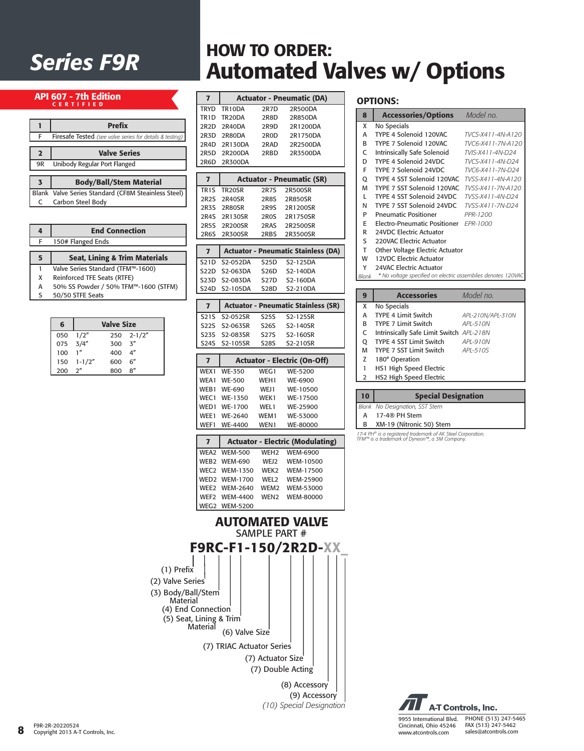# Series F9R

# HOW TO ORDER: Automated Valves w/ Options

**API 607 - 7th Edition CERTIFIED**

| 1 | Prefix |
|---|---|
| F | Firesafe Tested *(see valve series for details & testing)* |

| 2 | Valve Series |
|---|---|
| 9R | Unibody Regular Port Flanged |

| 3 | Body/Ball/Stem Material |
|---|---|
| Blank | Valve Series Standard (CF8M Steainless Steel) |
| C | Carbon Steel Body |

| 4 | End Connection |
|---|---|
| F | 150# Flanged Ends |

| 5 | Seat, Lining & Trim Materials |
|---|---|
| 1 | Valve Series Standard (TFM™-1600) |
| X | Reinforced TFE Seats (RTFE) |
| A | 50% SS Powder / 50% TFM™-1600 (STFM) |
| S | 50/50 STFE Seats |

| 6 | Valve Size | | |
|---|---|---|---|
| 050 | 1/2" | 250 | 2-1/2" |
| 075 | 3/4" | 300 | 3" |
| 100 | 1" | 400 | 4" |
| 150 | 1-1/2" | 600 | 6" |
| 200 | 2" | 800 | 8" |

| 7 | Actuator - Pneumatic (DA) | | |
|---|---|---|---|
| TRYD | TR10DA | 2R7D | 2R500DA |
| TR1D | TR20DA | 2R8D | 2R850DA |
| 2R2D | 2R40DA | 2R9D | 2R1200DA |
| 2R3D | 2R80DA | 2R0D | 2R1750DA |
| 2R4D | 2R130DA | 2RAD | 2R2500DA |
| 2R5D | 2R200DA | 2RBD | 2R3500DA |
| 2R6D | 2R300DA | | |

| 7 | Actuator - Pneumatic (SR) | | |
|---|---|---|---|
| TR1S | TR20SR | 2R7S | 2R500SR |
| 2R2S | 2R40SR | 2R8S | 2R850SR |
| 2R3S | 2R80SR | 2R9S | 2R1200SR |
| 2R4S | 2R130SR | 2R0S | 2R1750SR |
| 2R5S | 2R200SR | 2RAS | 2R2500SR |
| 2R6S | 2R300SR | 2RBS | 2R3500SR |

| 7 | Actuator - Pneumatic Stainless (DA) | | |
|---|---|---|---|
| S21D | S2-052DA | S25D | S2-125DA |
| S22D | S2-063DA | S26D | S2-140DA |
| S23D | S2-083DA | S27D | S2-160DA |
| S24D | S2-105DA | S28D | S2-210DA |

| 7 | Actuator - Pneumatic Stainless (SR) | | |
|---|---|---|---|
| S21S | S2-052SR | S25S | S2-125SR |
| S22S | S2-063SR | S26S | S2-140SR |
| S23S | S2-083SR | S27S | S2-160SR |
| S24S | S2-105SR | S28S | S2-210SR |

| 7 | Actuator - Electric (On-Off) | | |
|---|---|---|---|
| WEX1 | WE-350 | WEG1 | WE-5200 |
| WEA1 | WE-500 | WEH1 | WE-6900 |
| WEB1 | WE-690 | WEJ1 | WE-10500 |
| WEC1 | WE-1350 | WEK1 | WE-17500 |
| WED1 | WE-1700 | WEL1 | WE-25900 |
| WEE1 | WE-2640 | WEM1 | WE-53000 |
| WEF1 | WE-4400 | WEN1 | WE-80000 |

| 7 | Actuator - Electric (Modulating) | | |
|---|---|---|---|
| WEA2 | WEM-500 | WEH2 | WEM-6900 |
| WEB2 | WEM-690 | WEJ2 | WEM-10500 |
| WEC2 | WEM-1350 | WEK2 | WEM-17500 |
| WED2 | WEM-1700 | WEL2 | WEM-25900 |
| WEE2 | WEM-2640 | WEM2 | WEM-53000 |
| WEF2 | WEM-4400 | WEN2 | WEM-80000 |
| WEG2 | WEM-5200 | | |

## OPTIONS:

| 8 | Accessories/Options | Model no. |
|---|---|---|
| X | No Specials | |
| A | TYPE 4 Solenoid 120VAC | TVCS-X411-4N-A120 |
| B | TYPE 7 Solenoid 120VAC | TVC6-X411-7N-A120 |
| C | Intrinsically Safe Solenoid | TVIS-X411-4N-D24 |
| D | TYPE 4 Solenoid 24VDC | TVCS-X411-4N-D24 |
| F | TYPE 7 Solenoid 24VDC | TVC6-X411-7N-D24 |
| Q | TYPE 4 SST Solenoid 120VAC | TVSS-X411-4N-A120 |
| M | TYPE 7 SST Solenoid 120VAC | TVSS-X411-7N-A120 |
| L | TYPE 4 SST Solenoid 24VDC | TVSS-X411-4N-D24 |
| N | TYPE 7 SST Solenoid 24VDC | TVSS-X411-7N-D24 |
| P | Pneumatic Positioner | PPR-1200 |
| E | Electro-Pneumatic Positioner | EPR-1000 |
| R | 24VDC Electric Actuator | |
| S | 220VAC Electric Actuator | |
| T | Other Voltage Electric Actuator | |
| W | 12VDC Electric Actuator | |
| Y | 24VAC Electric Actuator | |
| Blank | * No voltage specified on electric assemblies denotes 120VAC | |

| 9 | Accessories | Model no. |
|---|---|---|
| X | No Specials | |
| A | TYPE 4 Limit Switch | APL-210N/APL-310N |
| B | TYPE 7 Limit Switch | APL-510N |
| C | Intrinsically Safe Limit Switch | APL-218N |
| Q | TYPE 4 SST Limit Switch | APL-910N |
| M | TYPE 7 SST Limit Switch | APL-510S |
| Z | 180° Operation | |
| 1 | HS1 High Speed Electric | |
| 2 | HS2 High Speed Electric | |

| 10 | Special Designation |
|---|---|
| Blank | No Designation, SST Stem |
| A | 17-4® PH Stem |
| B | XM-19 (Nitronic 50) Stem |

*17-4 PH® is a registered trademark of AK Steel Corporation.*
*TFM™ is a trademark of Dyneon™, a 3M Company.*

## AUTOMATED VALVE
SAMPLE PART #

**F9RC-F1-150/2R2D-XX_**

(1) Prefix
(2) Valve Series
(3) Body/Ball/Stem Material
(4) End Connection
(5) Seat, Lining & Trim Material
(6) Valve Size
(7) TRIAC Actuator Series
(7) Actuator Size
(7) Double Acting
(8) Accessory
(9) Accessory
*(10) Special Designation*

A-T Controls, Inc.
9955 International Blvd. Cincinnati, Ohio 45246 www.atcontrols.com
PHONE (513) 247-5465 FAX (513) 247-5462 sales@atcontrols.com

F9R-2R-20220524
Copyright 2013 A-T Controls, Inc.